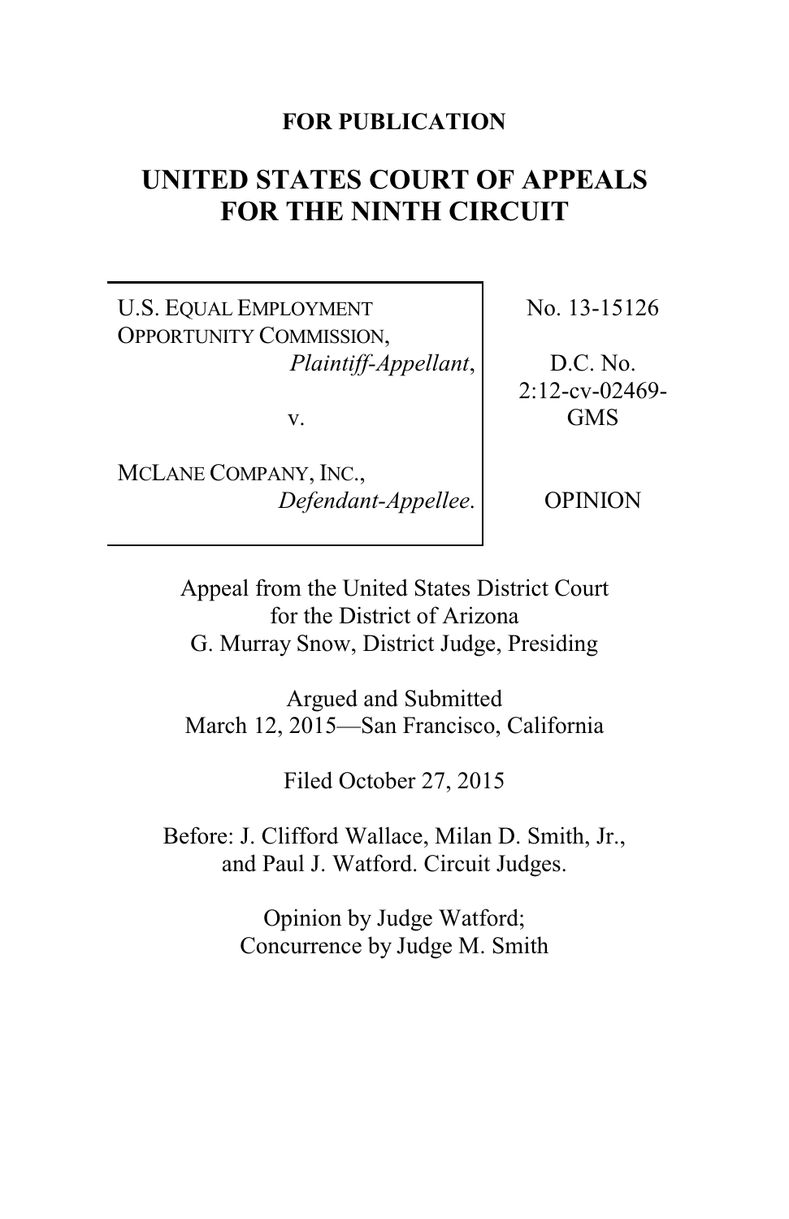**FOR PUBLICATION**

# UNITED STATES COURT OF APPEALS FOR THE NINTH CIRCUIT

| | |
|---|---|
| U.S. EQUAL EMPLOYMENT OPPORTUNITY COMMISSION, *Plaintiff-Appellant*, v. MCLANE COMPANY, INC., *Defendant-Appellee*. | No. 13-15126<br><br>D.C. No. 2:12-cv-02469-GMS<br><br>OPINION |

Appeal from the United States District Court for the District of Arizona
G. Murray Snow, District Judge, Presiding

Argued and Submitted
March 12, 2015—San Francisco, California

Filed October 27, 2015

Before: J. Clifford Wallace, Milan D. Smith, Jr., and Paul J. Watford. Circuit Judges.

Opinion by Judge Watford;
Concurrence by Judge M. Smith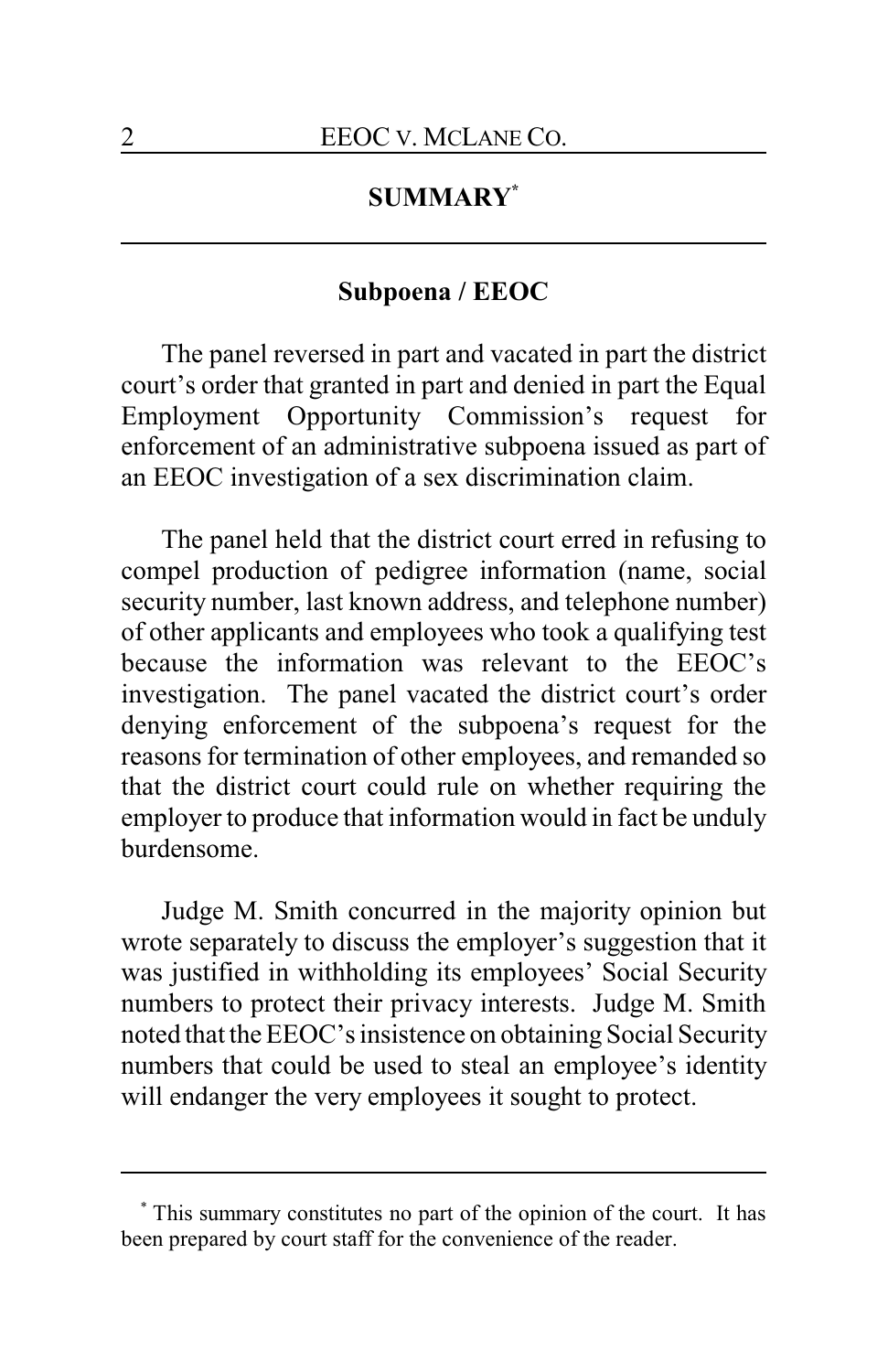## SUMMARY[*]

### Subpoena / EEOC

The panel reversed in part and vacated in part the district court's order that granted in part and denied in part the Equal Employment Opportunity Commission's request for enforcement of an administrative subpoena issued as part of an EEOC investigation of a sex discrimination claim.

The panel held that the district court erred in refusing to compel production of pedigree information (name, social security number, last known address, and telephone number) of other applicants and employees who took a qualifying test because the information was relevant to the EEOC's investigation. The panel vacated the district court's order denying enforcement of the subpoena's request for the reasons for termination of other employees, and remanded so that the district court could rule on whether requiring the employer to produce that information would in fact be unduly burdensome.

Judge M. Smith concurred in the majority opinion but wrote separately to discuss the employer's suggestion that it was justified in withholding its employees' Social Security numbers to protect their privacy interests. Judge M. Smith noted that the EEOC's insistence on obtaining Social Security numbers that could be used to steal an employee's identity will endanger the very employees it sought to protect.

---

[*] This summary constitutes no part of the opinion of the court. It has been prepared by court staff for the convenience of the reader.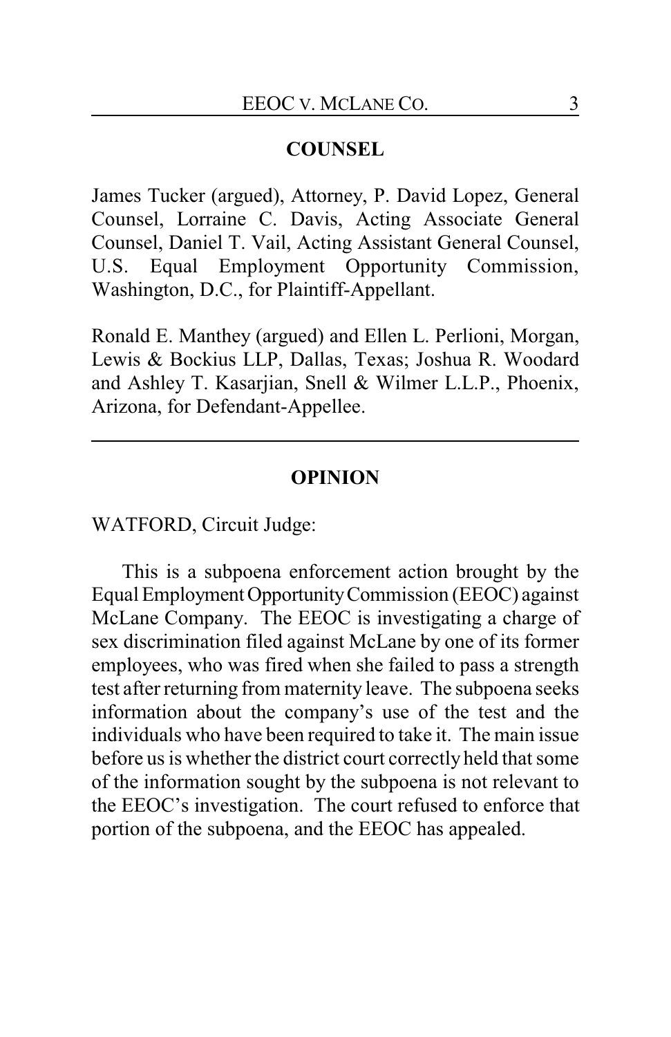## COUNSEL

James Tucker (argued), Attorney, P. David Lopez, General Counsel, Lorraine C. Davis, Acting Associate General Counsel, Daniel T. Vail, Acting Assistant General Counsel, U.S. Equal Employment Opportunity Commission, Washington, D.C., for Plaintiff-Appellant.

Ronald E. Manthey (argued) and Ellen L. Perlioni, Morgan, Lewis & Bockius LLP, Dallas, Texas; Joshua R. Woodard and Ashley T. Kasarjian, Snell & Wilmer L.L.P., Phoenix, Arizona, for Defendant-Appellee.

---

## OPINION

WATFORD, Circuit Judge:

This is a subpoena enforcement action brought by the Equal Employment Opportunity Commission (EEOC) against McLane Company. The EEOC is investigating a charge of sex discrimination filed against McLane by one of its former employees, who was fired when she failed to pass a strength test after returning from maternity leave. The subpoena seeks information about the company's use of the test and the individuals who have been required to take it. The main issue before us is whether the district court correctly held that some of the information sought by the subpoena is not relevant to the EEOC's investigation. The court refused to enforce that portion of the subpoena, and the EEOC has appealed.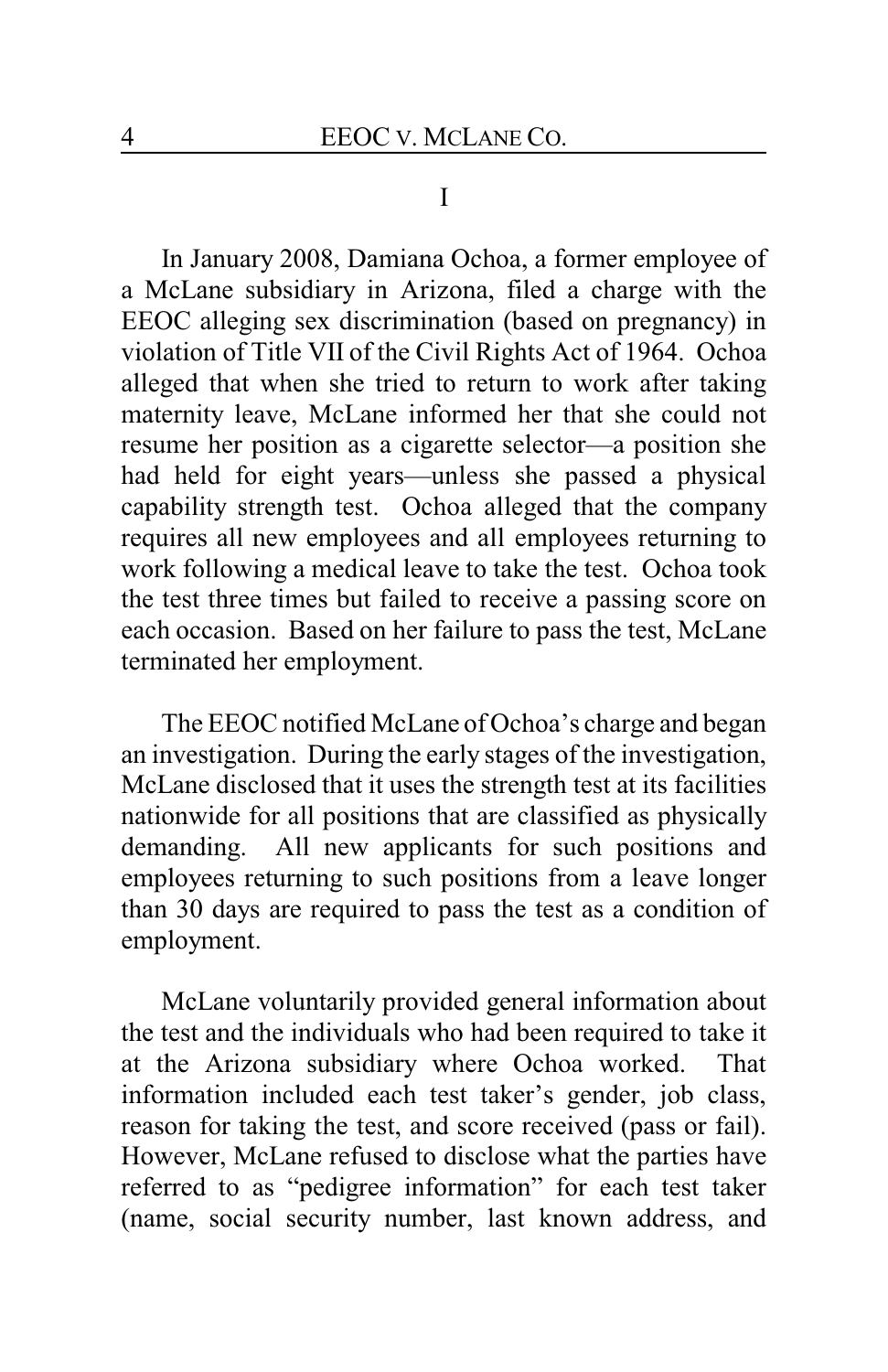# I

In January 2008, Damiana Ochoa, a former employee of a McLane subsidiary in Arizona, filed a charge with the EEOC alleging sex discrimination (based on pregnancy) in violation of Title VII of the Civil Rights Act of 1964. Ochoa alleged that when she tried to return to work after taking maternity leave, McLane informed her that she could not resume her position as a cigarette selector—a position she had held for eight years—unless she passed a physical capability strength test. Ochoa alleged that the company requires all new employees and all employees returning to work following a medical leave to take the test. Ochoa took the test three times but failed to receive a passing score on each occasion. Based on her failure to pass the test, McLane terminated her employment.

The EEOC notified McLane of Ochoa's charge and began an investigation. During the early stages of the investigation, McLane disclosed that it uses the strength test at its facilities nationwide for all positions that are classified as physically demanding. All new applicants for such positions and employees returning to such positions from a leave longer than 30 days are required to pass the test as a condition of employment.

McLane voluntarily provided general information about the test and the individuals who had been required to take it at the Arizona subsidiary where Ochoa worked. That information included each test taker's gender, job class, reason for taking the test, and score received (pass or fail). However, McLane refused to disclose what the parties have referred to as "pedigree information" for each test taker (name, social security number, last known address, and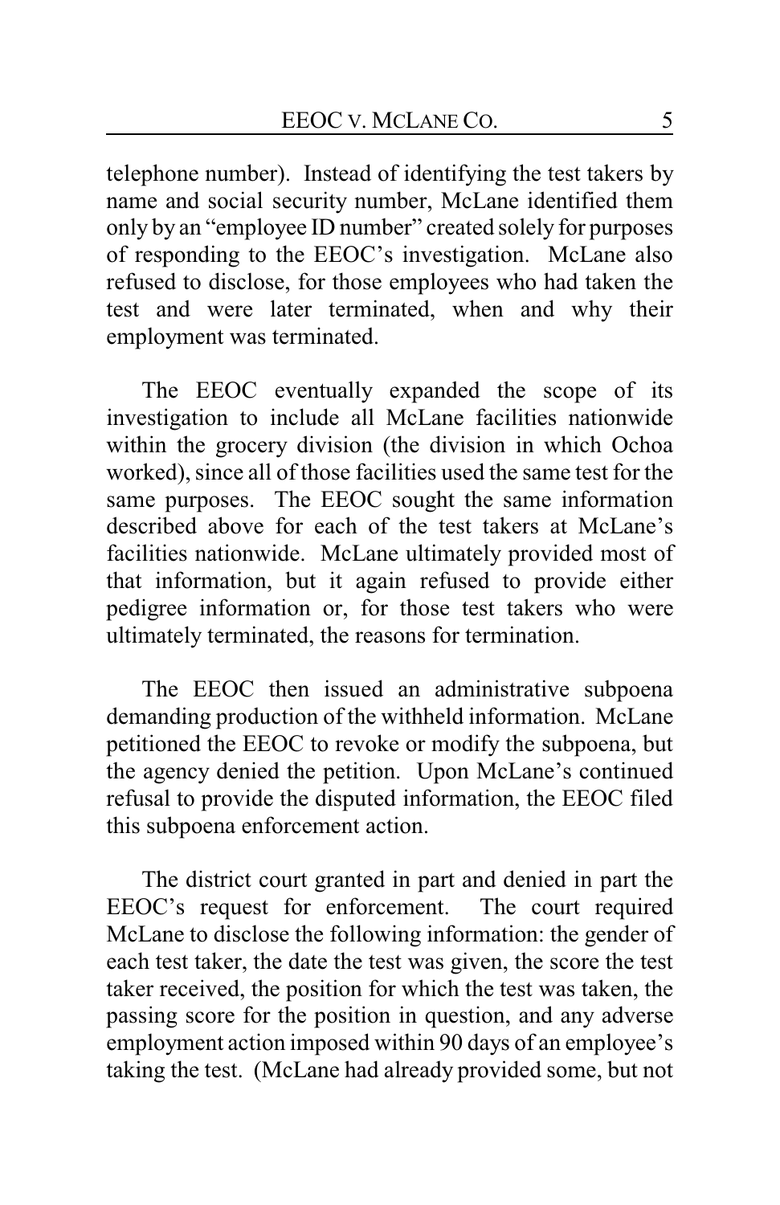telephone number). Instead of identifying the test takers by name and social security number, McLane identified them only by an "employee ID number" created solely for purposes of responding to the EEOC's investigation. McLane also refused to disclose, for those employees who had taken the test and were later terminated, when and why their employment was terminated.

The EEOC eventually expanded the scope of its investigation to include all McLane facilities nationwide within the grocery division (the division in which Ochoa worked), since all of those facilities used the same test for the same purposes. The EEOC sought the same information described above for each of the test takers at McLane's facilities nationwide. McLane ultimately provided most of that information, but it again refused to provide either pedigree information or, for those test takers who were ultimately terminated, the reasons for termination.

The EEOC then issued an administrative subpoena demanding production of the withheld information. McLane petitioned the EEOC to revoke or modify the subpoena, but the agency denied the petition. Upon McLane's continued refusal to provide the disputed information, the EEOC filed this subpoena enforcement action.

The district court granted in part and denied in part the EEOC's request for enforcement. The court required McLane to disclose the following information: the gender of each test taker, the date the test was given, the score the test taker received, the position for which the test was taken, the passing score for the position in question, and any adverse employment action imposed within 90 days of an employee's taking the test. (McLane had already provided some, but not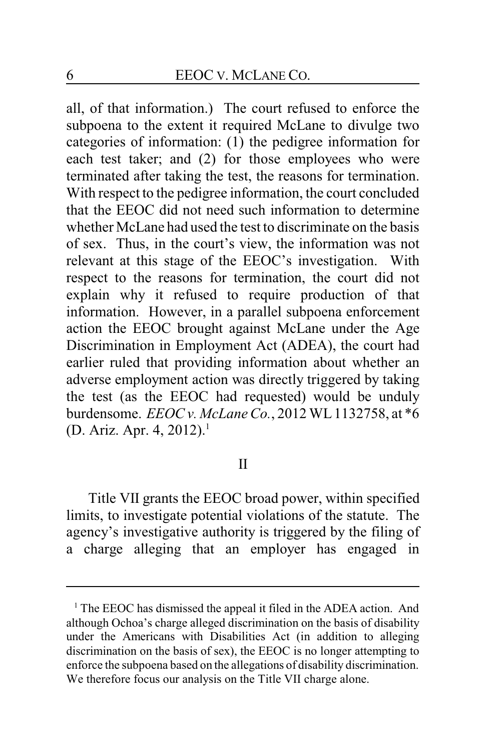all, of that information.) The court refused to enforce the subpoena to the extent it required McLane to divulge two categories of information: (1) the pedigree information for each test taker; and (2) for those employees who were terminated after taking the test, the reasons for termination. With respect to the pedigree information, the court concluded that the EEOC did not need such information to determine whether McLane had used the test to discriminate on the basis of sex. Thus, in the court's view, the information was not relevant at this stage of the EEOC's investigation. With respect to the reasons for termination, the court did not explain why it refused to require production of that information. However, in a parallel subpoena enforcement action the EEOC brought against McLane under the Age Discrimination in Employment Act (ADEA), the court had earlier ruled that providing information about whether an adverse employment action was directly triggered by taking the test (as the EEOC had requested) would be unduly burdensome. *EEOC v. McLane Co.*, 2012 WL 1132758, at *6 (D. Ariz. Apr. 4, 2012).[1]

## II

Title VII grants the EEOC broad power, within specified limits, to investigate potential violations of the statute. The agency's investigative authority is triggered by the filing of a charge alleging that an employer has engaged in

---

[1] The EEOC has dismissed the appeal it filed in the ADEA action. And although Ochoa's charge alleged discrimination on the basis of disability under the Americans with Disabilities Act (in addition to alleging discrimination on the basis of sex), the EEOC is no longer attempting to enforce the subpoena based on the allegations of disability discrimination. We therefore focus our analysis on the Title VII charge alone.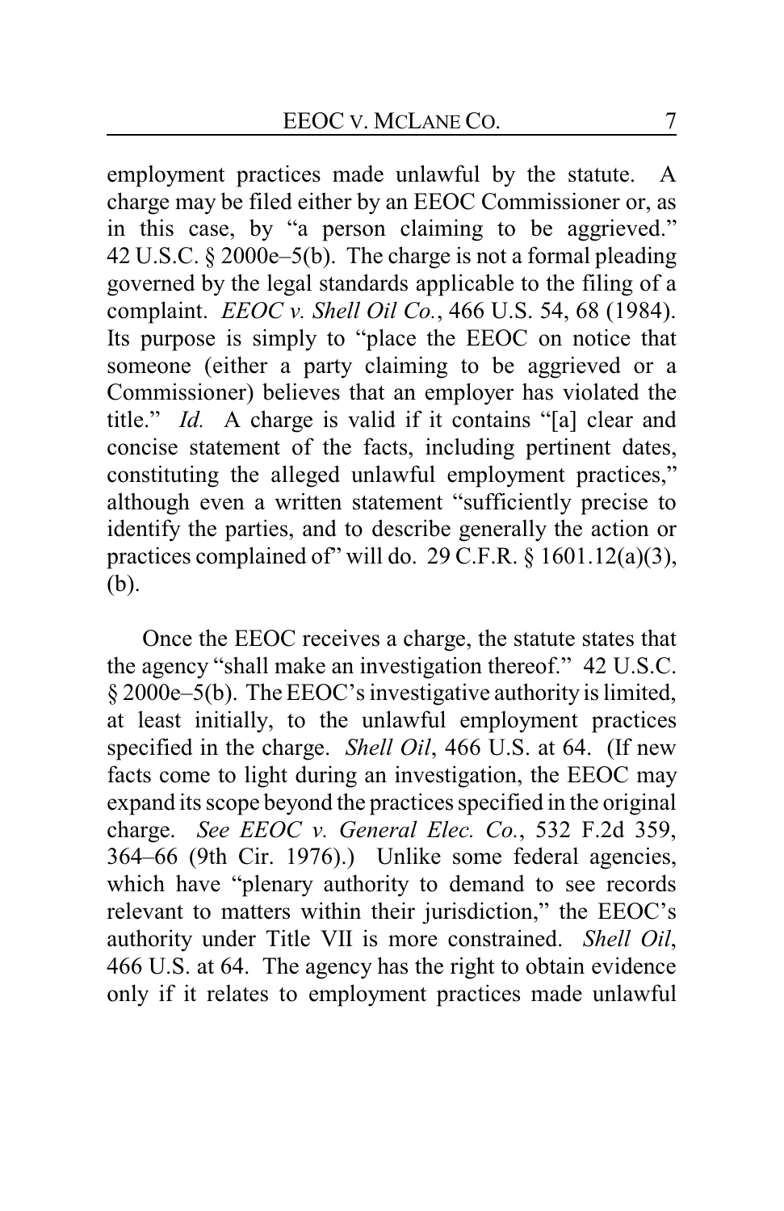employment practices made unlawful by the statute. A charge may be filed either by an EEOC Commissioner or, as in this case, by "a person claiming to be aggrieved." 42 U.S.C. § 2000e–5(b). The charge is not a formal pleading governed by the legal standards applicable to the filing of a complaint. *EEOC v. Shell Oil Co.*, 466 U.S. 54, 68 (1984). Its purpose is simply to "place the EEOC on notice that someone (either a party claiming to be aggrieved or a Commissioner) believes that an employer has violated the title." *Id.* A charge is valid if it contains "[a] clear and concise statement of the facts, including pertinent dates, constituting the alleged unlawful employment practices," although even a written statement "sufficiently precise to identify the parties, and to describe generally the action or practices complained of" will do. 29 C.F.R. § 1601.12(a)(3), (b).

Once the EEOC receives a charge, the statute states that the agency "shall make an investigation thereof." 42 U.S.C. § 2000e–5(b). The EEOC's investigative authority is limited, at least initially, to the unlawful employment practices specified in the charge. *Shell Oil*, 466 U.S. at 64. (If new facts come to light during an investigation, the EEOC may expand its scope beyond the practices specified in the original charge. *See EEOC v. General Elec. Co.*, 532 F.2d 359, 364–66 (9th Cir. 1976).) Unlike some federal agencies, which have "plenary authority to demand to see records relevant to matters within their jurisdiction," the EEOC's authority under Title VII is more constrained. *Shell Oil*, 466 U.S. at 64. The agency has the right to obtain evidence only if it relates to employment practices made unlawful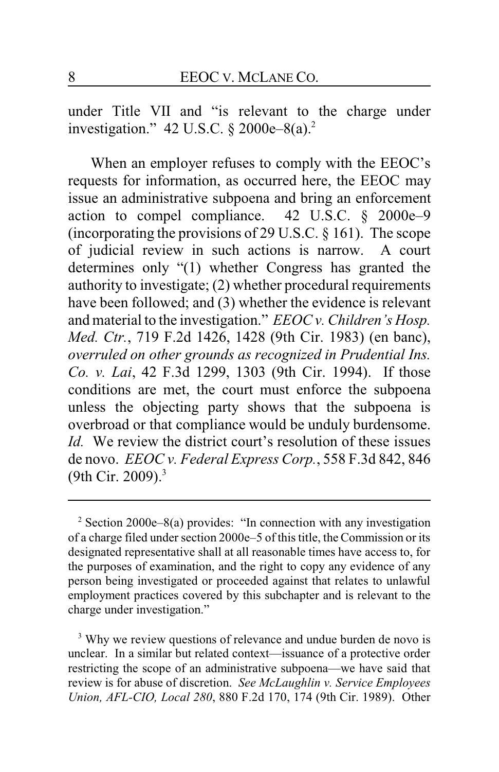under Title VII and "is relevant to the charge under investigation." 42 U.S.C. § 2000e–8(a).[2]

When an employer refuses to comply with the EEOC's requests for information, as occurred here, the EEOC may issue an administrative subpoena and bring an enforcement action to compel compliance. 42 U.S.C. § 2000e–9 (incorporating the provisions of 29 U.S.C. § 161). The scope of judicial review in such actions is narrow. A court determines only "(1) whether Congress has granted the authority to investigate; (2) whether procedural requirements have been followed; and (3) whether the evidence is relevant and material to the investigation." *EEOC v. Children's Hosp. Med. Ctr.*, 719 F.2d 1426, 1428 (9th Cir. 1983) (en banc), *overruled on other grounds as recognized in Prudential Ins. Co. v. Lai*, 42 F.3d 1299, 1303 (9th Cir. 1994). If those conditions are met, the court must enforce the subpoena unless the objecting party shows that the subpoena is overbroad or that compliance would be unduly burdensome. *Id.* We review the district court's resolution of these issues de novo. *EEOC v. Federal Express Corp.*, 558 F.3d 842, 846 (9th Cir. 2009).[3]

---

[2] Section 2000e–8(a) provides: "In connection with any investigation of a charge filed under section 2000e–5 of this title, the Commission or its designated representative shall at all reasonable times have access to, for the purposes of examination, and the right to copy any evidence of any person being investigated or proceeded against that relates to unlawful employment practices covered by this subchapter and is relevant to the charge under investigation."

[3] Why we review questions of relevance and undue burden de novo is unclear. In a similar but related context—issuance of a protective order restricting the scope of an administrative subpoena—we have said that review is for abuse of discretion. *See McLaughlin v. Service Employees Union, AFL-CIO, Local 280*, 880 F.2d 170, 174 (9th Cir. 1989). Other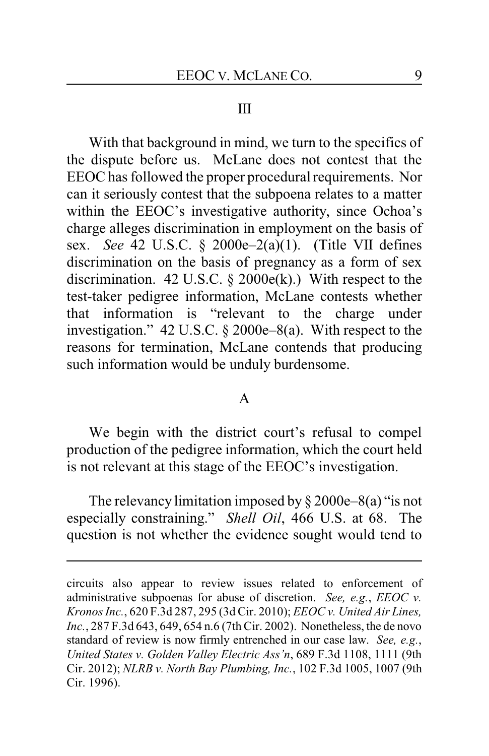## III

With that background in mind, we turn to the specifics of the dispute before us. McLane does not contest that the EEOC has followed the proper procedural requirements. Nor can it seriously contest that the subpoena relates to a matter within the EEOC's investigative authority, since Ochoa's charge alleges discrimination in employment on the basis of sex. *See* 42 U.S.C. § 2000e–2(a)(1). (Title VII defines discrimination on the basis of pregnancy as a form of sex discrimination. 42 U.S.C. § 2000e(k).) With respect to the test-taker pedigree information, McLane contests whether that information is "relevant to the charge under investigation." 42 U.S.C. § 2000e–8(a). With respect to the reasons for termination, McLane contends that producing such information would be unduly burdensome.

### A

We begin with the district court's refusal to compel production of the pedigree information, which the court held is not relevant at this stage of the EEOC's investigation.

The relevancy limitation imposed by § 2000e–8(a) "is not especially constraining." *Shell Oil*, 466 U.S. at 68. The question is not whether the evidence sought would tend to

---

circuits also appear to review issues related to enforcement of administrative subpoenas for abuse of discretion. *See, e.g.*, *EEOC v. Kronos Inc.*, 620 F.3d 287, 295 (3d Cir. 2010); *EEOC v. United Air Lines, Inc.*, 287 F.3d 643, 649, 654 n.6 (7th Cir. 2002). Nonetheless, the de novo standard of review is now firmly entrenched in our case law. *See, e.g.*, *United States v. Golden Valley Electric Ass'n*, 689 F.3d 1108, 1111 (9th Cir. 2012); *NLRB v. North Bay Plumbing, Inc.*, 102 F.3d 1005, 1007 (9th Cir. 1996).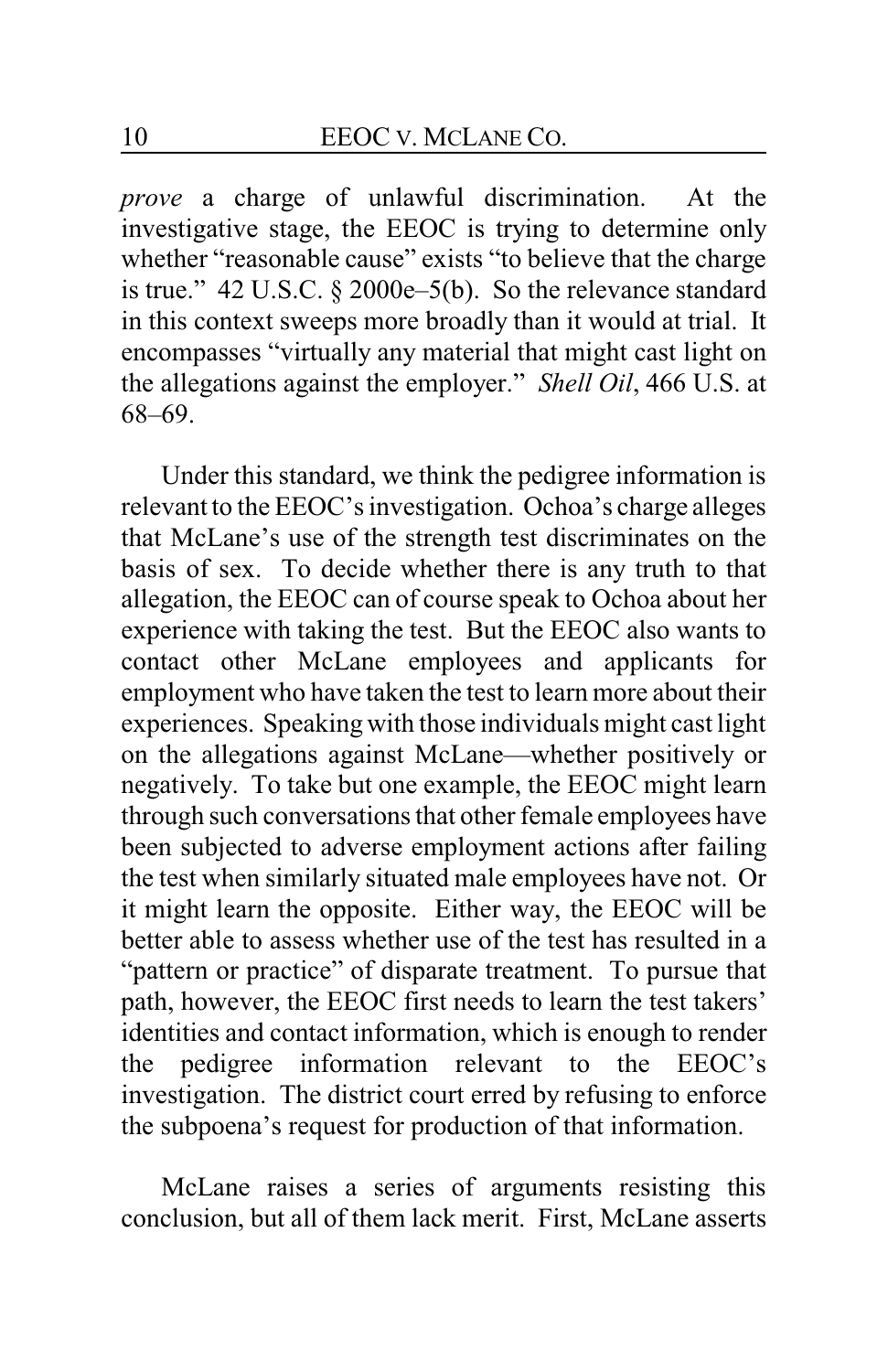*prove* a charge of unlawful discrimination. At the investigative stage, the EEOC is trying to determine only whether "reasonable cause" exists "to believe that the charge is true." 42 U.S.C. § 2000e–5(b). So the relevance standard in this context sweeps more broadly than it would at trial. It encompasses "virtually any material that might cast light on the allegations against the employer." *Shell Oil*, 466 U.S. at 68–69.

Under this standard, we think the pedigree information is relevant to the EEOC's investigation. Ochoa's charge alleges that McLane's use of the strength test discriminates on the basis of sex. To decide whether there is any truth to that allegation, the EEOC can of course speak to Ochoa about her experience with taking the test. But the EEOC also wants to contact other McLane employees and applicants for employment who have taken the test to learn more about their experiences. Speaking with those individuals might cast light on the allegations against McLane—whether positively or negatively. To take but one example, the EEOC might learn through such conversations that other female employees have been subjected to adverse employment actions after failing the test when similarly situated male employees have not. Or it might learn the opposite. Either way, the EEOC will be better able to assess whether use of the test has resulted in a "pattern or practice" of disparate treatment. To pursue that path, however, the EEOC first needs to learn the test takers' identities and contact information, which is enough to render the pedigree information relevant to the EEOC's investigation. The district court erred by refusing to enforce the subpoena's request for production of that information.

McLane raises a series of arguments resisting this conclusion, but all of them lack merit. First, McLane asserts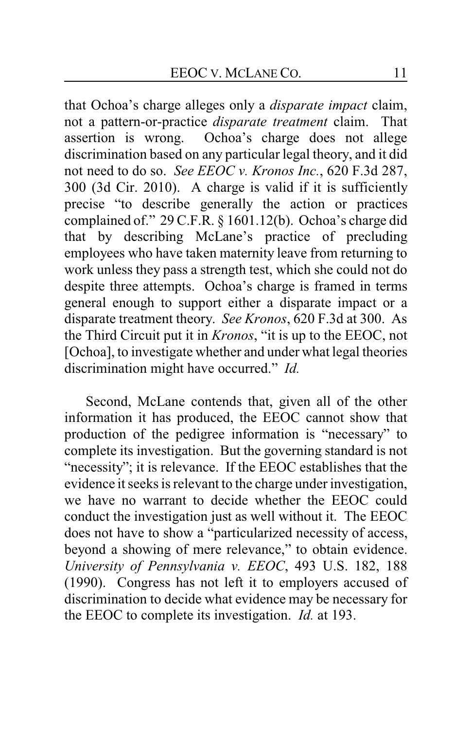that Ochoa's charge alleges only a *disparate impact* claim, not a pattern-or-practice *disparate treatment* claim. That assertion is wrong. Ochoa's charge does not allege discrimination based on any particular legal theory, and it did not need to do so. *See EEOC v. Kronos Inc.*, 620 F.3d 287, 300 (3d Cir. 2010). A charge is valid if it is sufficiently precise "to describe generally the action or practices complained of." 29 C.F.R. § 1601.12(b). Ochoa's charge did that by describing McLane's practice of precluding employees who have taken maternity leave from returning to work unless they pass a strength test, which she could not do despite three attempts. Ochoa's charge is framed in terms general enough to support either a disparate impact or a disparate treatment theory. *See Kronos*, 620 F.3d at 300. As the Third Circuit put it in *Kronos*, "it is up to the EEOC, not [Ochoa], to investigate whether and under what legal theories discrimination might have occurred." *Id.*

Second, McLane contends that, given all of the other information it has produced, the EEOC cannot show that production of the pedigree information is "necessary" to complete its investigation. But the governing standard is not "necessity"; it is relevance. If the EEOC establishes that the evidence it seeks is relevant to the charge under investigation, we have no warrant to decide whether the EEOC could conduct the investigation just as well without it. The EEOC does not have to show a "particularized necessity of access, beyond a showing of mere relevance," to obtain evidence. *University of Pennsylvania v. EEOC*, 493 U.S. 182, 188 (1990). Congress has not left it to employers accused of discrimination to decide what evidence may be necessary for the EEOC to complete its investigation. *Id.* at 193.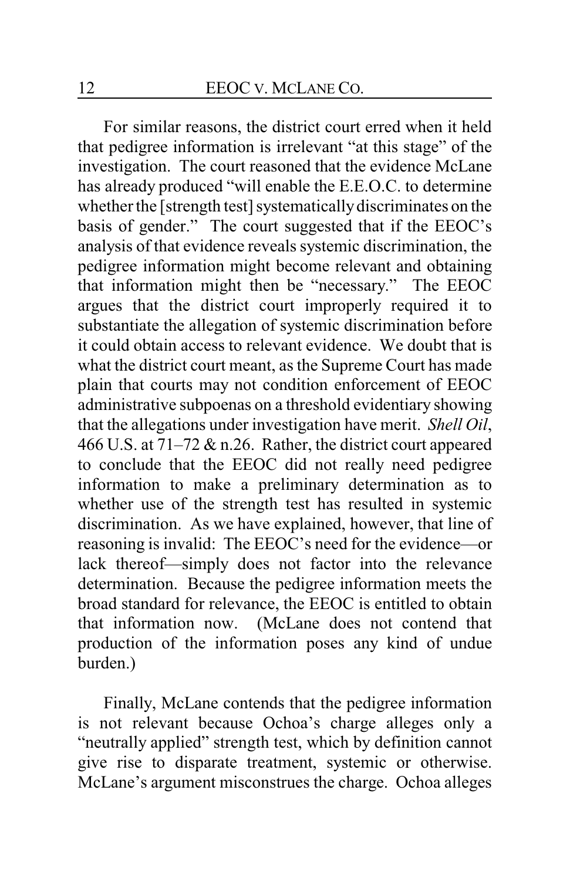For similar reasons, the district court erred when it held that pedigree information is irrelevant "at this stage" of the investigation. The court reasoned that the evidence McLane has already produced "will enable the E.E.O.C. to determine whether the [strength test] systematically discriminates on the basis of gender." The court suggested that if the EEOC's analysis of that evidence reveals systemic discrimination, the pedigree information might become relevant and obtaining that information might then be "necessary." The EEOC argues that the district court improperly required it to substantiate the allegation of systemic discrimination before it could obtain access to relevant evidence. We doubt that is what the district court meant, as the Supreme Court has made plain that courts may not condition enforcement of EEOC administrative subpoenas on a threshold evidentiary showing that the allegations under investigation have merit. *Shell Oil*, 466 U.S. at 71–72 & n.26. Rather, the district court appeared to conclude that the EEOC did not really need pedigree information to make a preliminary determination as to whether use of the strength test has resulted in systemic discrimination. As we have explained, however, that line of reasoning is invalid: The EEOC's need for the evidence—or lack thereof—simply does not factor into the relevance determination. Because the pedigree information meets the broad standard for relevance, the EEOC is entitled to obtain that information now. (McLane does not contend that production of the information poses any kind of undue burden.)

Finally, McLane contends that the pedigree information is not relevant because Ochoa's charge alleges only a "neutrally applied" strength test, which by definition cannot give rise to disparate treatment, systemic or otherwise. McLane's argument misconstrues the charge. Ochoa alleges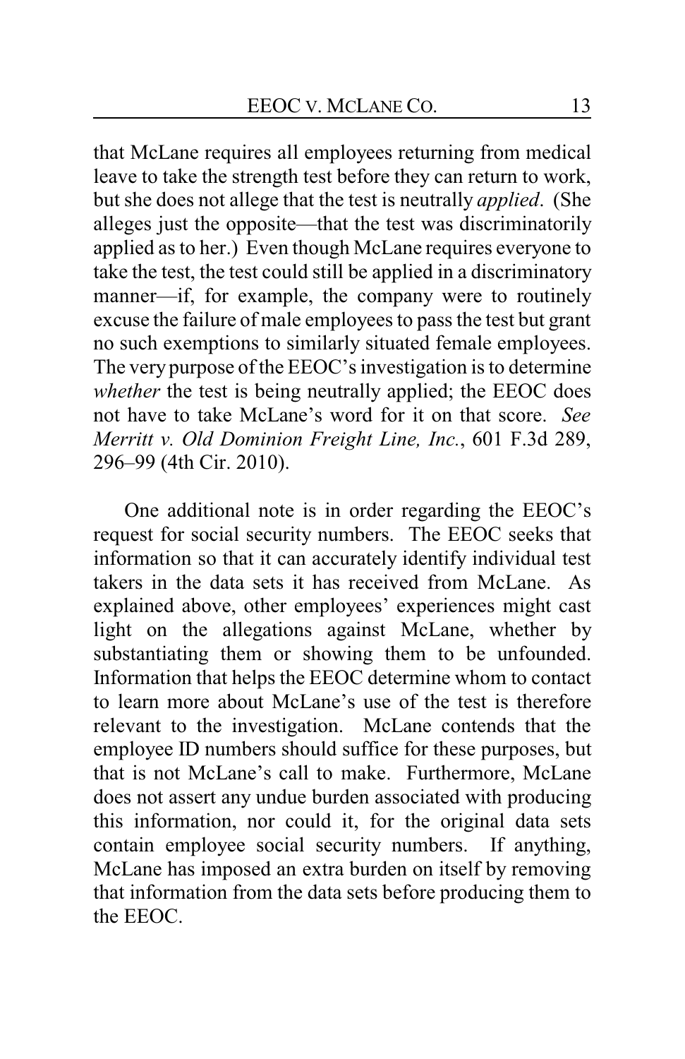that McLane requires all employees returning from medical leave to take the strength test before they can return to work, but she does not allege that the test is neutrally *applied*. (She alleges just the opposite—that the test was discriminatorily applied as to her.) Even though McLane requires everyone to take the test, the test could still be applied in a discriminatory manner—if, for example, the company were to routinely excuse the failure of male employees to pass the test but grant no such exemptions to similarly situated female employees. The very purpose of the EEOC's investigation is to determine *whether* the test is being neutrally applied; the EEOC does not have to take McLane's word for it on that score. *See Merritt v. Old Dominion Freight Line, Inc.*, 601 F.3d 289, 296–99 (4th Cir. 2010).

One additional note is in order regarding the EEOC's request for social security numbers. The EEOC seeks that information so that it can accurately identify individual test takers in the data sets it has received from McLane. As explained above, other employees' experiences might cast light on the allegations against McLane, whether by substantiating them or showing them to be unfounded. Information that helps the EEOC determine whom to contact to learn more about McLane's use of the test is therefore relevant to the investigation. McLane contends that the employee ID numbers should suffice for these purposes, but that is not McLane's call to make. Furthermore, McLane does not assert any undue burden associated with producing this information, nor could it, for the original data sets contain employee social security numbers. If anything, McLane has imposed an extra burden on itself by removing that information from the data sets before producing them to the EEOC.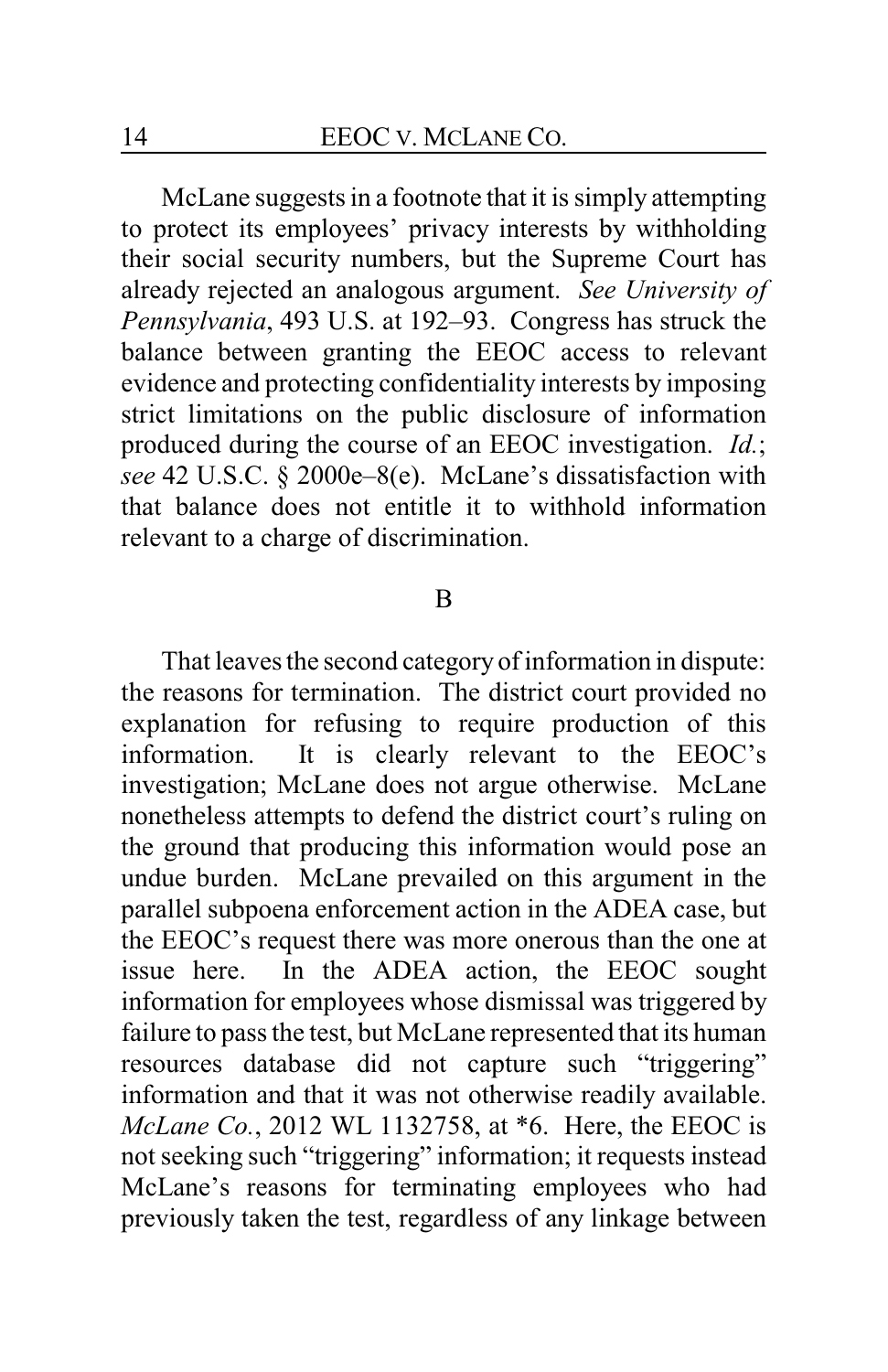McLane suggests in a footnote that it is simply attempting to protect its employees' privacy interests by withholding their social security numbers, but the Supreme Court has already rejected an analogous argument. *See University of Pennsylvania*, 493 U.S. at 192–93. Congress has struck the balance between granting the EEOC access to relevant evidence and protecting confidentiality interests by imposing strict limitations on the public disclosure of information produced during the course of an EEOC investigation. *Id.*; *see* 42 U.S.C. § 2000e–8(e). McLane's dissatisfaction with that balance does not entitle it to withhold information relevant to a charge of discrimination.

### B

That leaves the second category of information in dispute: the reasons for termination. The district court provided no explanation for refusing to require production of this information. It is clearly relevant to the EEOC's investigation; McLane does not argue otherwise. McLane nonetheless attempts to defend the district court's ruling on the ground that producing this information would pose an undue burden. McLane prevailed on this argument in the parallel subpoena enforcement action in the ADEA case, but the EEOC's request there was more onerous than the one at issue here. In the ADEA action, the EEOC sought information for employees whose dismissal was triggered by failure to pass the test, but McLane represented that its human resources database did not capture such "triggering" information and that it was not otherwise readily available. *McLane Co.*, 2012 WL 1132758, at *6. Here, the EEOC is not seeking such "triggering" information; it requests instead McLane's reasons for terminating employees who had previously taken the test, regardless of any linkage between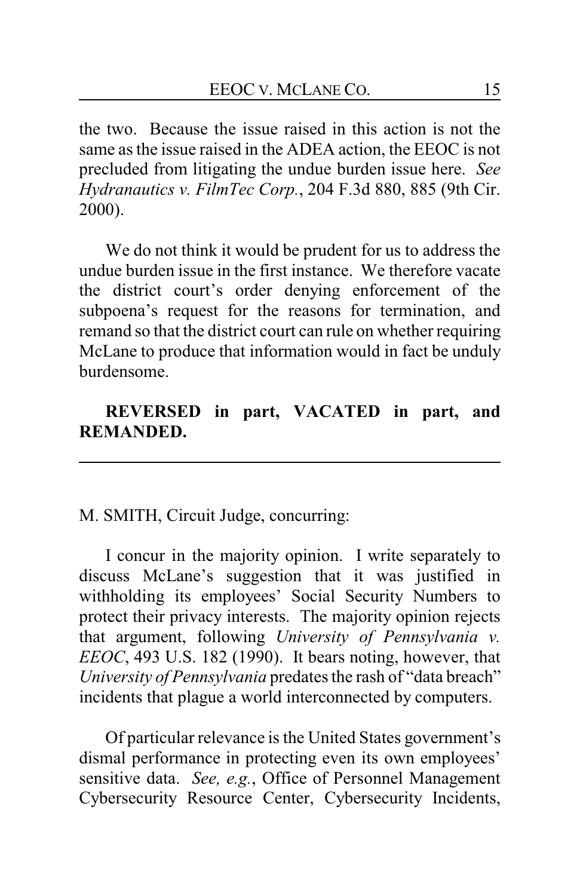the two. Because the issue raised in this action is not the same as the issue raised in the ADEA action, the EEOC is not precluded from litigating the undue burden issue here. *See Hydranautics v. FilmTec Corp.*, 204 F.3d 880, 885 (9th Cir. 2000).

We do not think it would be prudent for us to address the undue burden issue in the first instance. We therefore vacate the district court's order denying enforcement of the subpoena's request for the reasons for termination, and remand so that the district court can rule on whether requiring McLane to produce that information would in fact be unduly burdensome.

**REVERSED in part, VACATED in part, and REMANDED.**

---

M. SMITH, Circuit Judge, concurring:

I concur in the majority opinion. I write separately to discuss McLane's suggestion that it was justified in withholding its employees' Social Security Numbers to protect their privacy interests. The majority opinion rejects that argument, following *University of Pennsylvania v. EEOC*, 493 U.S. 182 (1990). It bears noting, however, that *University of Pennsylvania* predates the rash of "data breach" incidents that plague a world interconnected by computers.

Of particular relevance is the United States government's dismal performance in protecting even its own employees' sensitive data. *See, e.g.*, Office of Personnel Management Cybersecurity Resource Center, Cybersecurity Incidents,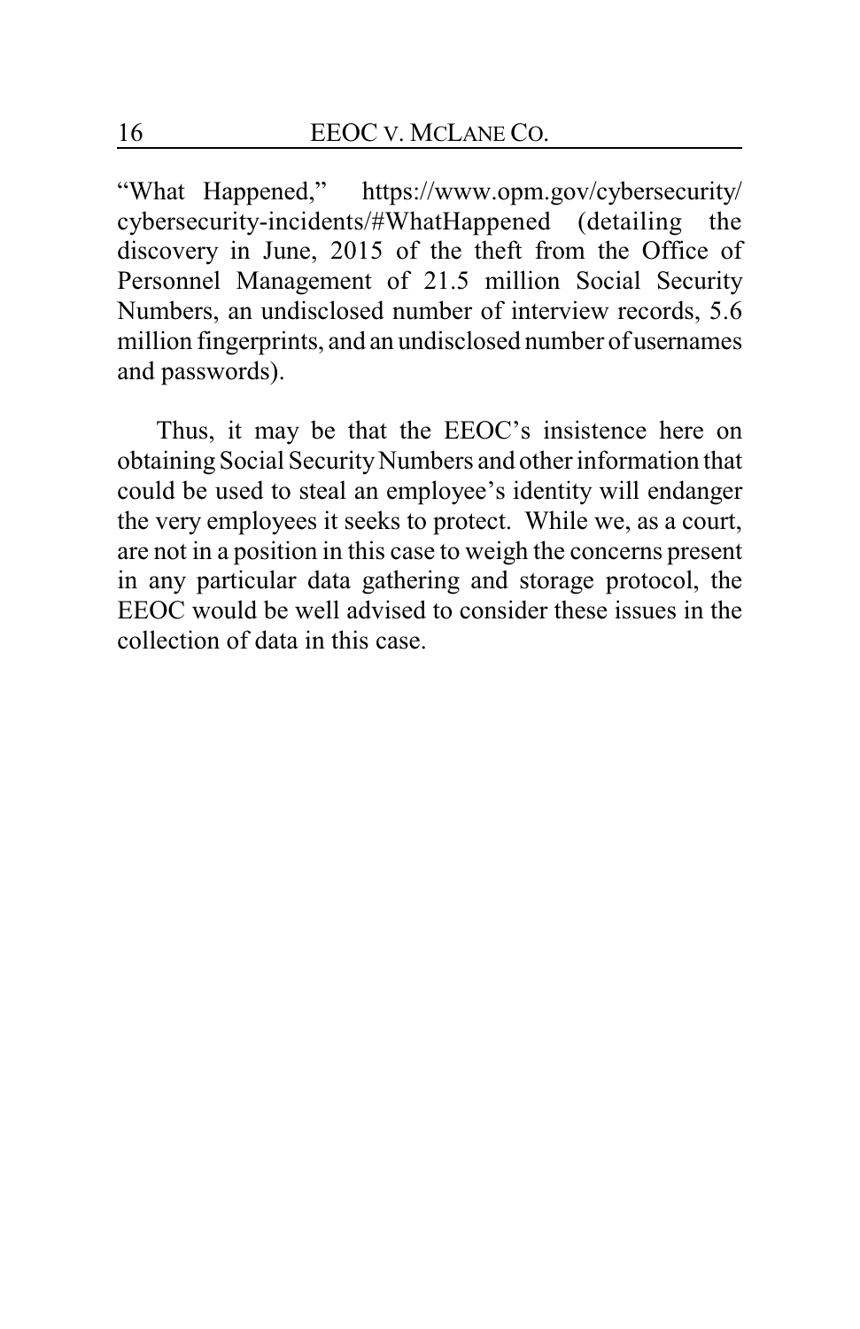"What Happened," https://www.opm.gov/cybersecurity/cybersecurity-incidents/#WhatHappened (detailing the discovery in June, 2015 of the theft from the Office of Personnel Management of 21.5 million Social Security Numbers, an undisclosed number of interview records, 5.6 million fingerprints, and an undisclosed number of usernames and passwords).

Thus, it may be that the EEOC's insistence here on obtaining Social Security Numbers and other information that could be used to steal an employee's identity will endanger the very employees it seeks to protect. While we, as a court, are not in a position in this case to weigh the concerns present in any particular data gathering and storage protocol, the EEOC would be well advised to consider these issues in the collection of data in this case.